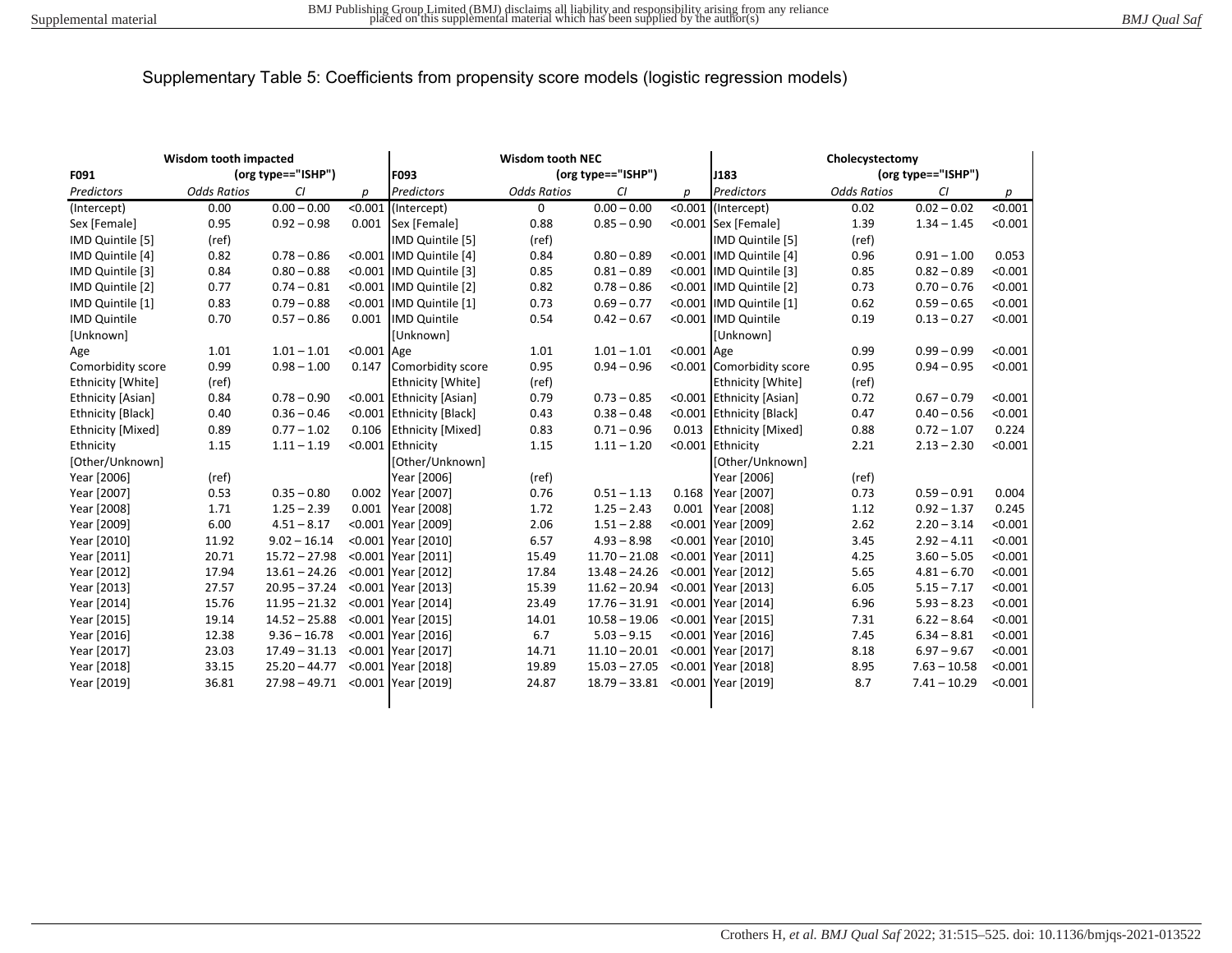# Supplementary Table 5: Coefficients from propensity score models (logistic regression models)

| Wisdom tooth impacted | | | | Wisdom tooth NEC | | | | Cholecystectomy | | | |
|---|---|---|---|---|---|---|---|---|---|---|---|
| F091 | (org type=="ISHP") | | | F093 | (org type=="ISHP") | | | J183 | (org type=="ISHP") | | |
| *Predictors* | *Odds Ratios* | *CI* | *p* | *Predictors* | *Odds Ratios* | *CI* | *p* | *Predictors* | *Odds Ratios* | *CI* | *p* |
| (Intercept) | 0.00 | 0.00 – 0.00 | <0.001 | (Intercept) | 0 | 0.00 – 0.00 | <0.001 | (Intercept) | 0.02 | 0.02 – 0.02 | <0.001 |
| Sex [Female] | 0.95 | 0.92 – 0.98 | 0.001 | Sex [Female] | 0.88 | 0.85 – 0.90 | <0.001 | Sex [Female] | 1.39 | 1.34 – 1.45 | <0.001 |
| IMD Quintile [5] | (ref) | | | IMD Quintile [5] | (ref) | | | IMD Quintile [5] | (ref) | | |
| IMD Quintile [4] | 0.82 | 0.78 – 0.86 | <0.001 | IMD Quintile [4] | 0.84 | 0.80 – 0.89 | <0.001 | IMD Quintile [4] | 0.96 | 0.91 – 1.00 | 0.053 |
| IMD Quintile [3] | 0.84 | 0.80 – 0.88 | <0.001 | IMD Quintile [3] | 0.85 | 0.81 – 0.89 | <0.001 | IMD Quintile [3] | 0.85 | 0.82 – 0.89 | <0.001 |
| IMD Quintile [2] | 0.77 | 0.74 – 0.81 | <0.001 | IMD Quintile [2] | 0.82 | 0.78 – 0.86 | <0.001 | IMD Quintile [2] | 0.73 | 0.70 – 0.76 | <0.001 |
| IMD Quintile [1] | 0.83 | 0.79 – 0.88 | <0.001 | IMD Quintile [1] | 0.73 | 0.69 – 0.77 | <0.001 | IMD Quintile [1] | 0.62 | 0.59 – 0.65 | <0.001 |
| IMD Quintile [Unknown] | 0.70 | 0.57 – 0.86 | 0.001 | IMD Quintile [Unknown] | 0.54 | 0.42 – 0.67 | <0.001 | IMD Quintile [Unknown] | 0.19 | 0.13 – 0.27 | <0.001 |
| Age | 1.01 | 1.01 – 1.01 | <0.001 | Age | 1.01 | 1.01 – 1.01 | <0.001 | Age | 0.99 | 0.99 – 0.99 | <0.001 |
| Comorbidity score | 0.99 | 0.98 – 1.00 | 0.147 | Comorbidity score | 0.95 | 0.94 – 0.96 | <0.001 | Comorbidity score | 0.95 | 0.94 – 0.95 | <0.001 |
| Ethnicity [White] | (ref) | | | Ethnicity [White] | (ref) | | | Ethnicity [White] | (ref) | | |
| Ethnicity [Asian] | 0.84 | 0.78 – 0.90 | <0.001 | Ethnicity [Asian] | 0.79 | 0.73 – 0.85 | <0.001 | Ethnicity [Asian] | 0.72 | 0.67 – 0.79 | <0.001 |
| Ethnicity [Black] | 0.40 | 0.36 – 0.46 | <0.001 | Ethnicity [Black] | 0.43 | 0.38 – 0.48 | <0.001 | Ethnicity [Black] | 0.47 | 0.40 – 0.56 | <0.001 |
| Ethnicity [Mixed] | 0.89 | 0.77 – 1.02 | 0.106 | Ethnicity [Mixed] | 0.83 | 0.71 – 0.96 | 0.013 | Ethnicity [Mixed] | 0.88 | 0.72 – 1.07 | 0.224 |
| Ethnicity [Other/Unknown] | 1.15 | 1.11 – 1.19 | <0.001 | Ethnicity [Other/Unknown] | 1.15 | 1.11 – 1.20 | <0.001 | Ethnicity [Other/Unknown] | 2.21 | 2.13 – 2.30 | <0.001 |
| Year [2006] | (ref) | | | Year [2006] | (ref) | | | Year [2006] | (ref) | | |
| Year [2007] | 0.53 | 0.35 – 0.80 | 0.002 | Year [2007] | 0.76 | 0.51 – 1.13 | 0.168 | Year [2007] | 0.73 | 0.59 – 0.91 | 0.004 |
| Year [2008] | 1.71 | 1.25 – 2.39 | 0.001 | Year [2008] | 1.72 | 1.25 – 2.43 | 0.001 | Year [2008] | 1.12 | 0.92 – 1.37 | 0.245 |
| Year [2009] | 6.00 | 4.51 – 8.17 | <0.001 | Year [2009] | 2.06 | 1.51 – 2.88 | <0.001 | Year [2009] | 2.62 | 2.20 – 3.14 | <0.001 |
| Year [2010] | 11.92 | 9.02 – 16.14 | <0.001 | Year [2010] | 6.57 | 4.93 – 8.98 | <0.001 | Year [2010] | 3.45 | 2.92 – 4.11 | <0.001 |
| Year [2011] | 20.71 | 15.72 – 27.98 | <0.001 | Year [2011] | 15.49 | 11.70 – 21.08 | <0.001 | Year [2011] | 4.25 | 3.60 – 5.05 | <0.001 |
| Year [2012] | 17.94 | 13.61 – 24.26 | <0.001 | Year [2012] | 17.84 | 13.48 – 24.26 | <0.001 | Year [2012] | 5.65 | 4.81 – 6.70 | <0.001 |
| Year [2013] | 27.57 | 20.95 – 37.24 | <0.001 | Year [2013] | 15.39 | 11.62 – 20.94 | <0.001 | Year [2013] | 6.05 | 5.15 – 7.17 | <0.001 |
| Year [2014] | 15.76 | 11.95 – 21.32 | <0.001 | Year [2014] | 23.49 | 17.76 – 31.91 | <0.001 | Year [2014] | 6.96 | 5.93 – 8.23 | <0.001 |
| Year [2015] | 19.14 | 14.52 – 25.88 | <0.001 | Year [2015] | 14.01 | 10.58 – 19.06 | <0.001 | Year [2015] | 7.31 | 6.22 – 8.64 | <0.001 |
| Year [2016] | 12.38 | 9.36 – 16.78 | <0.001 | Year [2016] | 6.7 | 5.03 – 9.15 | <0.001 | Year [2016] | 7.45 | 6.34 – 8.81 | <0.001 |
| Year [2017] | 23.03 | 17.49 – 31.13 | <0.001 | Year [2017] | 14.71 | 11.10 – 20.01 | <0.001 | Year [2017] | 8.18 | 6.97 – 9.67 | <0.001 |
| Year [2018] | 33.15 | 25.20 – 44.77 | <0.001 | Year [2018] | 19.89 | 15.03 – 27.05 | <0.001 | Year [2018] | 8.95 | 7.63 – 10.58 | <0.001 |
| Year [2019] | 36.81 | 27.98 – 49.71 | <0.001 | Year [2019] | 24.87 | 18.79 – 33.81 | <0.001 | Year [2019] | 8.7 | 7.41 – 10.29 | <0.001 |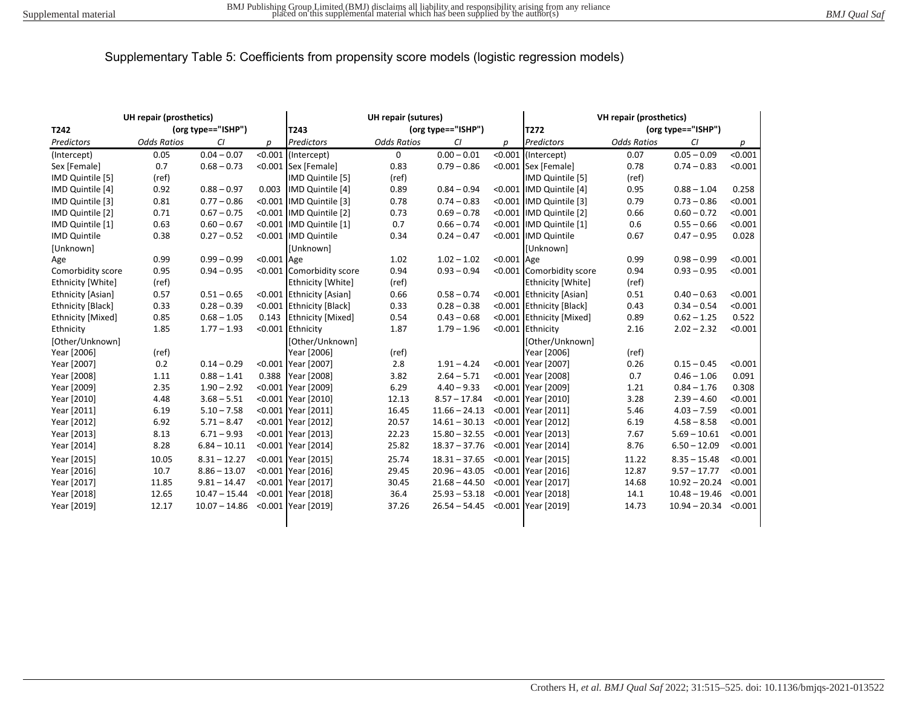Supplementary Table 5: Coefficients from propensity score models (logistic regression models)

| UH repair (prosthetics) | | | | UH repair (sutures) | | | | VH repair (prosthetics) | | | |
|---|---|---|---|---|---|---|---|---|---|---|---|
| T242 | (org type=="ISHP") | | | T243 | (org type=="ISHP") | | | T272 | (org type=="ISHP") | | |
| *Predictors* | *Odds Ratios* | *CI* | *p* | *Predictors* | *Odds Ratios* | *CI* | *p* | *Predictors* | *Odds Ratios* | *CI* | *p* |
| (Intercept) | 0.05 | 0.04 – 0.07 | <0.001 | (Intercept) | 0 | 0.00 – 0.01 | <0.001 | (Intercept) | 0.07 | 0.05 – 0.09 | <0.001 |
| Sex [Female] | 0.7 | 0.68 – 0.73 | <0.001 | Sex [Female] | 0.83 | 0.79 – 0.86 | <0.001 | Sex [Female] | 0.78 | 0.74 – 0.83 | <0.001 |
| IMD Quintile [5] | (ref) | | | IMD Quintile [5] | (ref) | | | IMD Quintile [5] | (ref) | | |
| IMD Quintile [4] | 0.92 | 0.88 – 0.97 | 0.003 | IMD Quintile [4] | 0.89 | 0.84 – 0.94 | <0.001 | IMD Quintile [4] | 0.95 | 0.88 – 1.04 | 0.258 |
| IMD Quintile [3] | 0.81 | 0.77 – 0.86 | <0.001 | IMD Quintile [3] | 0.78 | 0.74 – 0.83 | <0.001 | IMD Quintile [3] | 0.79 | 0.73 – 0.86 | <0.001 |
| IMD Quintile [2] | 0.71 | 0.67 – 0.75 | <0.001 | IMD Quintile [2] | 0.73 | 0.69 – 0.78 | <0.001 | IMD Quintile [2] | 0.66 | 0.60 – 0.72 | <0.001 |
| IMD Quintile [1] | 0.63 | 0.60 – 0.67 | <0.001 | IMD Quintile [1] | 0.7 | 0.66 – 0.74 | <0.001 | IMD Quintile [1] | 0.6 | 0.55 – 0.66 | <0.001 |
| IMD Quintile [Unknown] | 0.38 | 0.27 – 0.52 | <0.001 | IMD Quintile [Unknown] | 0.34 | 0.24 – 0.47 | <0.001 | IMD Quintile [Unknown] | 0.67 | 0.47 – 0.95 | 0.028 |
| Age | 0.99 | 0.99 – 0.99 | <0.001 | Age | 1.02 | 1.02 – 1.02 | <0.001 | Age | 0.99 | 0.98 – 0.99 | <0.001 |
| Comorbidity score | 0.95 | 0.94 – 0.95 | <0.001 | Comorbidity score | 0.94 | 0.93 – 0.94 | <0.001 | Comorbidity score | 0.94 | 0.93 – 0.95 | <0.001 |
| Ethnicity [White] | (ref) | | | Ethnicity [White] | (ref) | | | Ethnicity [White] | (ref) | | |
| Ethnicity [Asian] | 0.57 | 0.51 – 0.65 | <0.001 | Ethnicity [Asian] | 0.66 | 0.58 – 0.74 | <0.001 | Ethnicity [Asian] | 0.51 | 0.40 – 0.63 | <0.001 |
| Ethnicity [Black] | 0.33 | 0.28 – 0.39 | <0.001 | Ethnicity [Black] | 0.33 | 0.28 – 0.38 | <0.001 | Ethnicity [Black] | 0.43 | 0.34 – 0.54 | <0.001 |
| Ethnicity [Mixed] | 0.85 | 0.68 – 1.05 | 0.143 | Ethnicity [Mixed] | 0.54 | 0.43 – 0.68 | <0.001 | Ethnicity [Mixed] | 0.89 | 0.62 – 1.25 | 0.522 |
| Ethnicity [Other/Unknown] | 1.85 | 1.77 – 1.93 | <0.001 | Ethnicity [Other/Unknown] | 1.87 | 1.79 – 1.96 | <0.001 | Ethnicity [Other/Unknown] | 2.16 | 2.02 – 2.32 | <0.001 |
| Year [2006] | (ref) | | | Year [2006] | (ref) | | | Year [2006] | (ref) | | |
| Year [2007] | 0.2 | 0.14 – 0.29 | <0.001 | Year [2007] | 2.8 | 1.91 – 4.24 | <0.001 | Year [2007] | 0.26 | 0.15 – 0.45 | <0.001 |
| Year [2008] | 1.11 | 0.88 – 1.41 | 0.388 | Year [2008] | 3.82 | 2.64 – 5.71 | <0.001 | Year [2008] | 0.7 | 0.46 – 1.06 | 0.091 |
| Year [2009] | 2.35 | 1.90 – 2.92 | <0.001 | Year [2009] | 6.29 | 4.40 – 9.33 | <0.001 | Year [2009] | 1.21 | 0.84 – 1.76 | 0.308 |
| Year [2010] | 4.48 | 3.68 – 5.51 | <0.001 | Year [2010] | 12.13 | 8.57 – 17.84 | <0.001 | Year [2010] | 3.28 | 2.39 – 4.60 | <0.001 |
| Year [2011] | 6.19 | 5.10 – 7.58 | <0.001 | Year [2011] | 16.45 | 11.66 – 24.13 | <0.001 | Year [2011] | 5.46 | 4.03 – 7.59 | <0.001 |
| Year [2012] | 6.92 | 5.71 – 8.47 | <0.001 | Year [2012] | 20.57 | 14.61 – 30.13 | <0.001 | Year [2012] | 6.19 | 4.58 – 8.58 | <0.001 |
| Year [2013] | 8.13 | 6.71 – 9.93 | <0.001 | Year [2013] | 22.23 | 15.80 – 32.55 | <0.001 | Year [2013] | 7.67 | 5.69 – 10.61 | <0.001 |
| Year [2014] | 8.28 | 6.84 – 10.11 | <0.001 | Year [2014] | 25.82 | 18.37 – 37.76 | <0.001 | Year [2014] | 8.76 | 6.50 – 12.09 | <0.001 |
| Year [2015] | 10.05 | 8.31 – 12.27 | <0.001 | Year [2015] | 25.74 | 18.31 – 37.65 | <0.001 | Year [2015] | 11.22 | 8.35 – 15.48 | <0.001 |
| Year [2016] | 10.7 | 8.86 – 13.07 | <0.001 | Year [2016] | 29.45 | 20.96 – 43.05 | <0.001 | Year [2016] | 12.87 | 9.57 – 17.77 | <0.001 |
| Year [2017] | 11.85 | 9.81 – 14.47 | <0.001 | Year [2017] | 30.45 | 21.68 – 44.50 | <0.001 | Year [2017] | 14.68 | 10.92 – 20.24 | <0.001 |
| Year [2018] | 12.65 | 10.47 – 15.44 | <0.001 | Year [2018] | 36.4 | 25.93 – 53.18 | <0.001 | Year [2018] | 14.1 | 10.48 – 19.46 | <0.001 |
| Year [2019] | 12.17 | 10.07 – 14.86 | <0.001 | Year [2019] | 37.26 | 26.54 – 54.45 | <0.001 | Year [2019] | 14.73 | 10.94 – 20.34 | <0.001 |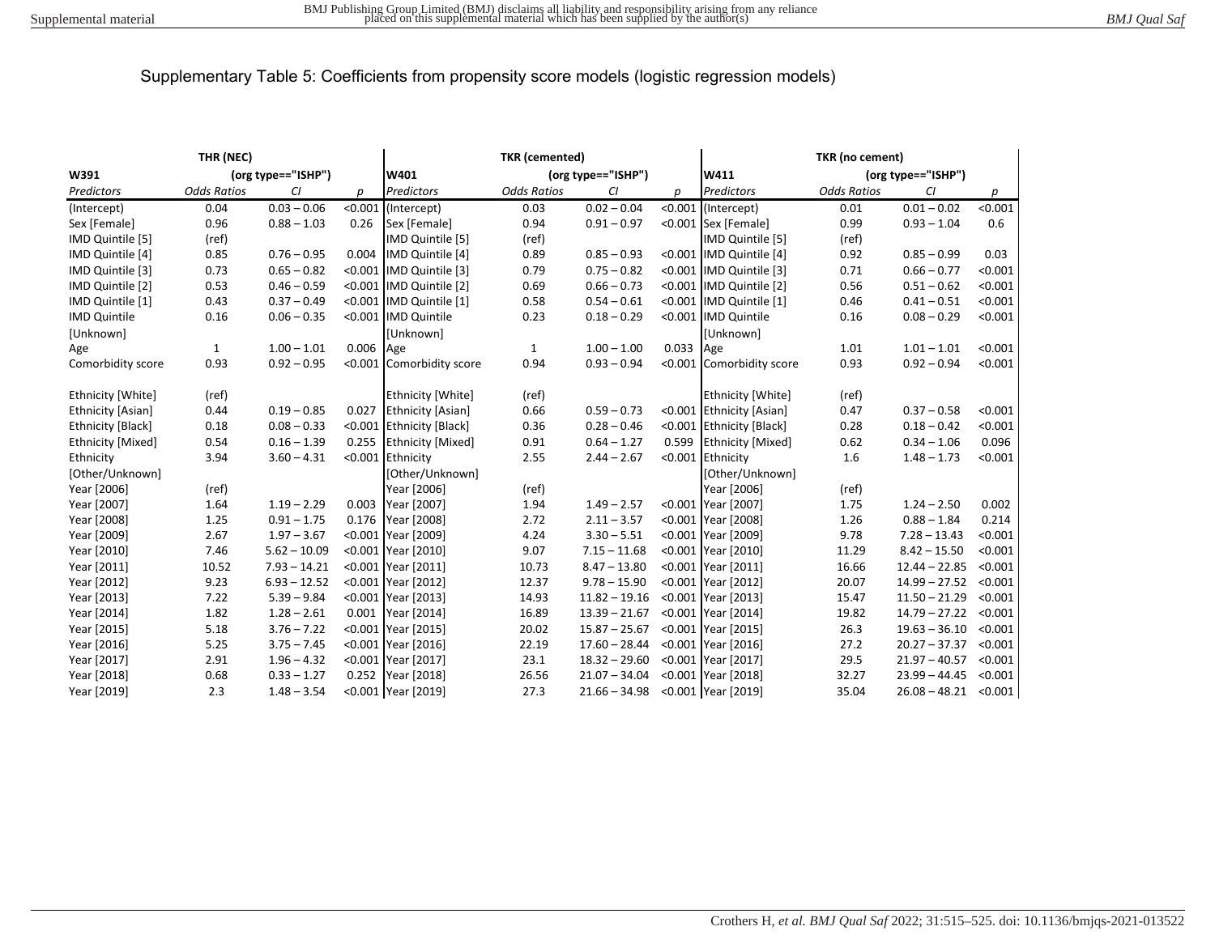# Supplementary Table 5: Coefficients from propensity score models (logistic regression models)

| THR (NEC) | | | | TKR (cemented) | | | | TKR (no cement) | | | |
|---|---|---|---|---|---|---|---|---|---|---|---|
| **W391** | (org type=="ISHP") | | | **W401** | (org type=="ISHP") | | | **W411** | (org type=="ISHP") | | |
| *Predictors* | *Odds Ratios* | *CI* | *p* | *Predictors* | *Odds Ratios* | *CI* | *p* | *Predictors* | *Odds Ratios* | *CI* | *p* |
| (Intercept) | 0.04 | 0.03 – 0.06 | <0.001 | (Intercept) | 0.03 | 0.02 – 0.04 | <0.001 | (Intercept) | 0.01 | 0.01 – 0.02 | <0.001 |
| Sex [Female] | 0.96 | 0.88 – 1.03 | 0.26 | Sex [Female] | 0.94 | 0.91 – 0.97 | <0.001 | Sex [Female] | 0.99 | 0.93 – 1.04 | 0.6 |
| IMD Quintile [5] | (ref) | | | IMD Quintile [5] | (ref) | | | IMD Quintile [5] | (ref) | | |
| IMD Quintile [4] | 0.85 | 0.76 – 0.95 | 0.004 | IMD Quintile [4] | 0.89 | 0.85 – 0.93 | <0.001 | IMD Quintile [4] | 0.92 | 0.85 – 0.99 | 0.03 |
| IMD Quintile [3] | 0.73 | 0.65 – 0.82 | <0.001 | IMD Quintile [3] | 0.79 | 0.75 – 0.82 | <0.001 | IMD Quintile [3] | 0.71 | 0.66 – 0.77 | <0.001 |
| IMD Quintile [2] | 0.53 | 0.46 – 0.59 | <0.001 | IMD Quintile [2] | 0.69 | 0.66 – 0.73 | <0.001 | IMD Quintile [2] | 0.56 | 0.51 – 0.62 | <0.001 |
| IMD Quintile [1] | 0.43 | 0.37 – 0.49 | <0.001 | IMD Quintile [1] | 0.58 | 0.54 – 0.61 | <0.001 | IMD Quintile [1] | 0.46 | 0.41 – 0.51 | <0.001 |
| IMD Quintile [Unknown] | 0.16 | 0.06 – 0.35 | <0.001 | IMD Quintile [Unknown] | 0.23 | 0.18 – 0.29 | <0.001 | IMD Quintile [Unknown] | 0.16 | 0.08 – 0.29 | <0.001 |
| Age | 1 | 1.00 – 1.01 | 0.006 | Age | 1 | 1.00 – 1.00 | 0.033 | Age | 1.01 | 1.01 – 1.01 | <0.001 |
| Comorbidity score | 0.93 | 0.92 – 0.95 | <0.001 | Comorbidity score | 0.94 | 0.93 – 0.94 | <0.001 | Comorbidity score | 0.93 | 0.92 – 0.94 | <0.001 |
| Ethnicity [White] | (ref) | | | Ethnicity [White] | (ref) | | | Ethnicity [White] | (ref) | | |
| Ethnicity [Asian] | 0.44 | 0.19 – 0.85 | 0.027 | Ethnicity [Asian] | 0.66 | 0.59 – 0.73 | <0.001 | Ethnicity [Asian] | 0.47 | 0.37 – 0.58 | <0.001 |
| Ethnicity [Black] | 0.18 | 0.08 – 0.33 | <0.001 | Ethnicity [Black] | 0.36 | 0.28 – 0.46 | <0.001 | Ethnicity [Black] | 0.28 | 0.18 – 0.42 | <0.001 |
| Ethnicity [Mixed] | 0.54 | 0.16 – 1.39 | 0.255 | Ethnicity [Mixed] | 0.91 | 0.64 – 1.27 | 0.599 | Ethnicity [Mixed] | 0.62 | 0.34 – 1.06 | 0.096 |
| Ethnicity [Other/Unknown] | 3.94 | 3.60 – 4.31 | <0.001 | Ethnicity [Other/Unknown] | 2.55 | 2.44 – 2.67 | <0.001 | Ethnicity [Other/Unknown] | 1.6 | 1.48 – 1.73 | <0.001 |
| Year [2006] | (ref) | | | Year [2006] | (ref) | | | Year [2006] | (ref) | | |
| Year [2007] | 1.64 | 1.19 – 2.29 | 0.003 | Year [2007] | 1.94 | 1.49 – 2.57 | <0.001 | Year [2007] | 1.75 | 1.24 – 2.50 | 0.002 |
| Year [2008] | 1.25 | 0.91 – 1.75 | 0.176 | Year [2008] | 2.72 | 2.11 – 3.57 | <0.001 | Year [2008] | 1.26 | 0.88 – 1.84 | 0.214 |
| Year [2009] | 2.67 | 1.97 – 3.67 | <0.001 | Year [2009] | 4.24 | 3.30 – 5.51 | <0.001 | Year [2009] | 9.78 | 7.28 – 13.43 | <0.001 |
| Year [2010] | 7.46 | 5.62 – 10.09 | <0.001 | Year [2010] | 9.07 | 7.15 – 11.68 | <0.001 | Year [2010] | 11.29 | 8.42 – 15.50 | <0.001 |
| Year [2011] | 10.52 | 7.93 – 14.21 | <0.001 | Year [2011] | 10.73 | 8.47 – 13.80 | <0.001 | Year [2011] | 16.66 | 12.44 – 22.85 | <0.001 |
| Year [2012] | 9.23 | 6.93 – 12.52 | <0.001 | Year [2012] | 12.37 | 9.78 – 15.90 | <0.001 | Year [2012] | 20.07 | 14.99 – 27.52 | <0.001 |
| Year [2013] | 7.22 | 5.39 – 9.84 | <0.001 | Year [2013] | 14.93 | 11.82 – 19.16 | <0.001 | Year [2013] | 15.47 | 11.50 – 21.29 | <0.001 |
| Year [2014] | 1.82 | 1.28 – 2.61 | 0.001 | Year [2014] | 16.89 | 13.39 – 21.67 | <0.001 | Year [2014] | 19.82 | 14.79 – 27.22 | <0.001 |
| Year [2015] | 5.18 | 3.76 – 7.22 | <0.001 | Year [2015] | 20.02 | 15.87 – 25.67 | <0.001 | Year [2015] | 26.3 | 19.63 – 36.10 | <0.001 |
| Year [2016] | 5.25 | 3.75 – 7.45 | <0.001 | Year [2016] | 22.19 | 17.60 – 28.44 | <0.001 | Year [2016] | 27.2 | 20.27 – 37.37 | <0.001 |
| Year [2017] | 2.91 | 1.96 – 4.32 | <0.001 | Year [2017] | 23.1 | 18.32 – 29.60 | <0.001 | Year [2017] | 29.5 | 21.97 – 40.57 | <0.001 |
| Year [2018] | 0.68 | 0.33 – 1.27 | 0.252 | Year [2018] | 26.56 | 21.07 – 34.04 | <0.001 | Year [2018] | 32.27 | 23.99 – 44.45 | <0.001 |
| Year [2019] | 2.3 | 1.48 – 3.54 | <0.001 | Year [2019] | 27.3 | 21.66 – 34.98 | <0.001 | Year [2019] | 35.04 | 26.08 – 48.21 | <0.001 |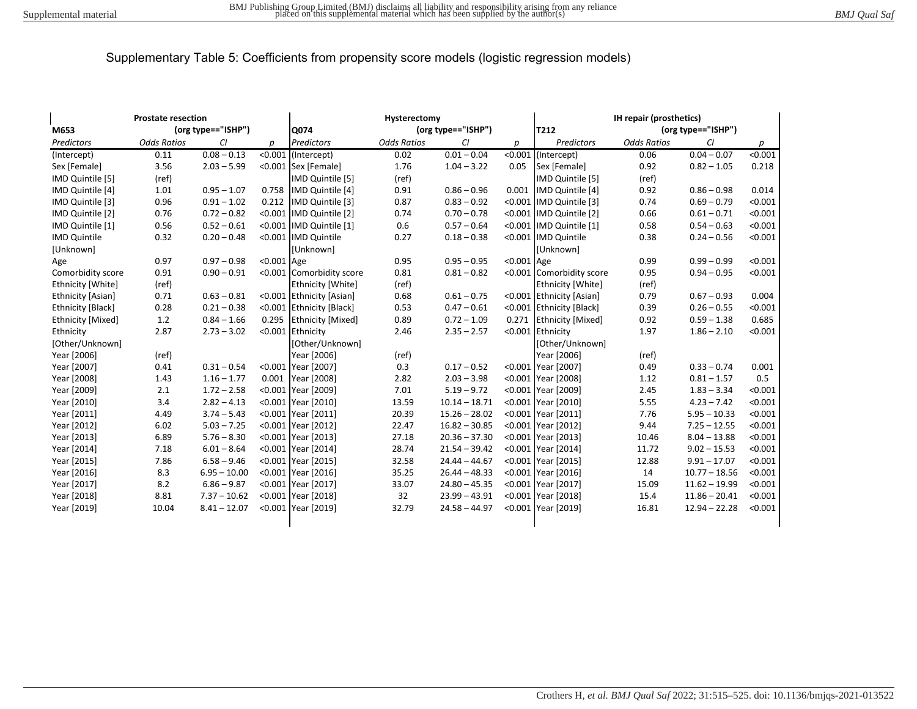Supplementary Table 5: Coefficients from propensity score models (logistic regression models)

| | Prostate resection | | | | Hysterectomy | | | | IH repair (prosthetics) | | |
|---|---|---|---|---|---|---|---|---|---|---|---|
| M653 | (org type=="ISHP") | | | Q074 | (org type=="ISHP") | | | T212 | (org type=="ISHP") | | |
| *Predictors* | *Odds Ratios* | *CI* | *p* | *Predictors* | *Odds Ratios* | *CI* | *p* | *Predictors* | *Odds Ratios* | *CI* | *p* |
| (Intercept) | 0.11 | 0.08 – 0.13 | <0.001 | (Intercept) | 0.02 | 0.01 – 0.04 | <0.001 | (Intercept) | 0.06 | 0.04 – 0.07 | <0.001 |
| Sex [Female] | 3.56 | 2.03 – 5.99 | <0.001 | Sex [Female] | 1.76 | 1.04 – 3.22 | 0.05 | Sex [Female] | 0.92 | 0.82 – 1.05 | 0.218 |
| IMD Quintile [5] | (ref) | | | IMD Quintile [5] | (ref) | | | IMD Quintile [5] | (ref) | | |
| IMD Quintile [4] | 1.01 | 0.95 – 1.07 | 0.758 | IMD Quintile [4] | 0.91 | 0.86 – 0.96 | 0.001 | IMD Quintile [4] | 0.92 | 0.86 – 0.98 | 0.014 |
| IMD Quintile [3] | 0.96 | 0.91 – 1.02 | 0.212 | IMD Quintile [3] | 0.87 | 0.83 – 0.92 | <0.001 | IMD Quintile [3] | 0.74 | 0.69 – 0.79 | <0.001 |
| IMD Quintile [2] | 0.76 | 0.72 – 0.82 | <0.001 | IMD Quintile [2] | 0.74 | 0.70 – 0.78 | <0.001 | IMD Quintile [2] | 0.66 | 0.61 – 0.71 | <0.001 |
| IMD Quintile [1] | 0.56 | 0.52 – 0.61 | <0.001 | IMD Quintile [1] | 0.6 | 0.57 – 0.64 | <0.001 | IMD Quintile [1] | 0.58 | 0.54 – 0.63 | <0.001 |
| IMD Quintile [Unknown] | 0.32 | 0.20 – 0.48 | <0.001 | IMD Quintile [Unknown] | 0.27 | 0.18 – 0.38 | <0.001 | IMD Quintile [Unknown] | 0.38 | 0.24 – 0.56 | <0.001 |
| Age | 0.97 | 0.97 – 0.98 | <0.001 | Age | 0.95 | 0.95 – 0.95 | <0.001 | Age | 0.99 | 0.99 – 0.99 | <0.001 |
| Comorbidity score | 0.91 | 0.90 – 0.91 | <0.001 | Comorbidity score | 0.81 | 0.81 – 0.82 | <0.001 | Comorbidity score | 0.95 | 0.94 – 0.95 | <0.001 |
| Ethnicity [White] | (ref) | | | Ethnicity [White] | (ref) | | | Ethnicity [White] | (ref) | | |
| Ethnicity [Asian] | 0.71 | 0.63 – 0.81 | <0.001 | Ethnicity [Asian] | 0.68 | 0.61 – 0.75 | <0.001 | Ethnicity [Asian] | 0.79 | 0.67 – 0.93 | 0.004 |
| Ethnicity [Black] | 0.28 | 0.21 – 0.38 | <0.001 | Ethnicity [Black] | 0.53 | 0.47 – 0.61 | <0.001 | Ethnicity [Black] | 0.39 | 0.26 – 0.55 | <0.001 |
| Ethnicity [Mixed] | 1.2 | 0.84 – 1.66 | 0.295 | Ethnicity [Mixed] | 0.89 | 0.72 – 1.09 | 0.271 | Ethnicity [Mixed] | 0.92 | 0.59 – 1.38 | 0.685 |
| Ethnicity [Other/Unknown] | 2.87 | 2.73 – 3.02 | <0.001 | Ethnicity [Other/Unknown] | 2.46 | 2.35 – 2.57 | <0.001 | Ethnicity [Other/Unknown] | 1.97 | 1.86 – 2.10 | <0.001 |
| Year [2006] | (ref) | | | Year [2006] | (ref) | | | Year [2006] | (ref) | | |
| Year [2007] | 0.41 | 0.31 – 0.54 | <0.001 | Year [2007] | 0.3 | 0.17 – 0.52 | <0.001 | Year [2007] | 0.49 | 0.33 – 0.74 | 0.001 |
| Year [2008] | 1.43 | 1.16 – 1.77 | 0.001 | Year [2008] | 2.82 | 2.03 – 3.98 | <0.001 | Year [2008] | 1.12 | 0.81 – 1.57 | 0.5 |
| Year [2009] | 2.1 | 1.72 – 2.58 | <0.001 | Year [2009] | 7.01 | 5.19 – 9.72 | <0.001 | Year [2009] | 2.45 | 1.83 – 3.34 | <0.001 |
| Year [2010] | 3.4 | 2.82 – 4.13 | <0.001 | Year [2010] | 13.59 | 10.14 – 18.71 | <0.001 | Year [2010] | 5.55 | 4.23 – 7.42 | <0.001 |
| Year [2011] | 4.49 | 3.74 – 5.43 | <0.001 | Year [2011] | 20.39 | 15.26 – 28.02 | <0.001 | Year [2011] | 7.76 | 5.95 – 10.33 | <0.001 |
| Year [2012] | 6.02 | 5.03 – 7.25 | <0.001 | Year [2012] | 22.47 | 16.82 – 30.85 | <0.001 | Year [2012] | 9.44 | 7.25 – 12.55 | <0.001 |
| Year [2013] | 6.89 | 5.76 – 8.30 | <0.001 | Year [2013] | 27.18 | 20.36 – 37.30 | <0.001 | Year [2013] | 10.46 | 8.04 – 13.88 | <0.001 |
| Year [2014] | 7.18 | 6.01 – 8.64 | <0.001 | Year [2014] | 28.74 | 21.54 – 39.42 | <0.001 | Year [2014] | 11.72 | 9.02 – 15.53 | <0.001 |
| Year [2015] | 7.86 | 6.58 – 9.46 | <0.001 | Year [2015] | 32.58 | 24.44 – 44.67 | <0.001 | Year [2015] | 12.88 | 9.91 – 17.07 | <0.001 |
| Year [2016] | 8.3 | 6.95 – 10.00 | <0.001 | Year [2016] | 35.25 | 26.44 – 48.33 | <0.001 | Year [2016] | 14 | 10.77 – 18.56 | <0.001 |
| Year [2017] | 8.2 | 6.86 – 9.87 | <0.001 | Year [2017] | 33.07 | 24.80 – 45.35 | <0.001 | Year [2017] | 15.09 | 11.62 – 19.99 | <0.001 |
| Year [2018] | 8.81 | 7.37 – 10.62 | <0.001 | Year [2018] | 32 | 23.99 – 43.91 | <0.001 | Year [2018] | 15.4 | 11.86 – 20.41 | <0.001 |
| Year [2019] | 10.04 | 8.41 – 12.07 | <0.001 | Year [2019] | 32.79 | 24.58 – 44.97 | <0.001 | Year [2019] | 16.81 | 12.94 – 22.28 | <0.001 |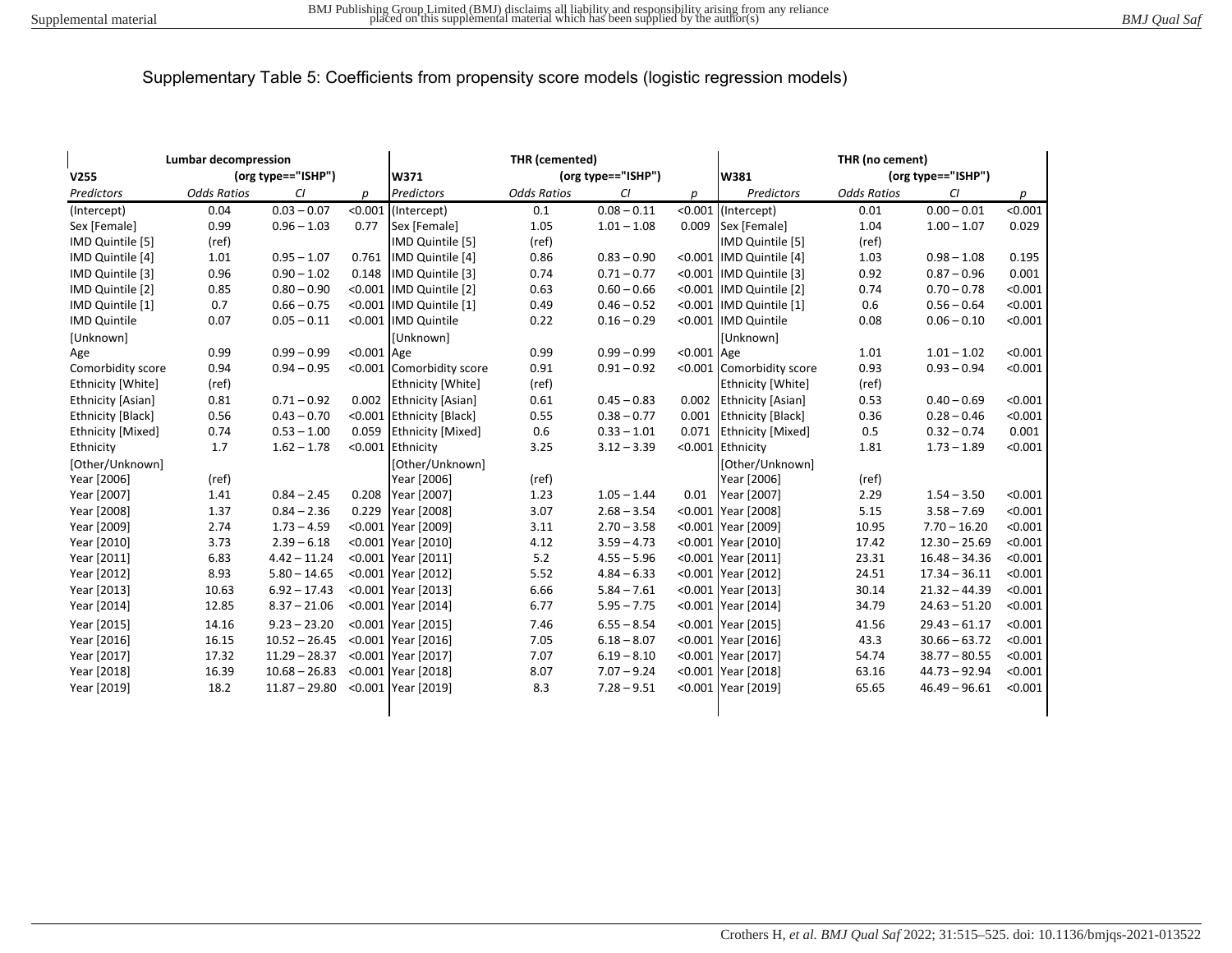Supplementary Table 5: Coefficients from propensity score models (logistic regression models)

| Lumbar decompression | | | | THR (cemented) | | | | THR (no cement) | | | |
|---|---|---|---|---|---|---|---|---|---|---|---|
| V255 | (org type=="ISHP") | | | W371 | (org type=="ISHP") | | | W381 | (org type=="ISHP") | | |
| *Predictors* | *Odds Ratios* | *CI* | *p* | *Predictors* | *Odds Ratios* | *CI* | *p* | *Predictors* | *Odds Ratios* | *CI* | *p* |
| (Intercept) | 0.04 | 0.03 – 0.07 | <0.001 | (Intercept) | 0.1 | 0.08 – 0.11 | <0.001 | (Intercept) | 0.01 | 0.00 – 0.01 | <0.001 |
| Sex [Female] | 0.99 | 0.96 – 1.03 | 0.77 | Sex [Female] | 1.05 | 1.01 – 1.08 | 0.009 | Sex [Female] | 1.04 | 1.00 – 1.07 | 0.029 |
| IMD Quintile [5] | (ref) | | | IMD Quintile [5] | (ref) | | | IMD Quintile [5] | (ref) | | |
| IMD Quintile [4] | 1.01 | 0.95 – 1.07 | 0.761 | IMD Quintile [4] | 0.86 | 0.83 – 0.90 | <0.001 | IMD Quintile [4] | 1.03 | 0.98 – 1.08 | 0.195 |
| IMD Quintile [3] | 0.96 | 0.90 – 1.02 | 0.148 | IMD Quintile [3] | 0.74 | 0.71 – 0.77 | <0.001 | IMD Quintile [3] | 0.92 | 0.87 – 0.96 | 0.001 |
| IMD Quintile [2] | 0.85 | 0.80 – 0.90 | <0.001 | IMD Quintile [2] | 0.63 | 0.60 – 0.66 | <0.001 | IMD Quintile [2] | 0.74 | 0.70 – 0.78 | <0.001 |
| IMD Quintile [1] | 0.7 | 0.66 – 0.75 | <0.001 | IMD Quintile [1] | 0.49 | 0.46 – 0.52 | <0.001 | IMD Quintile [1] | 0.6 | 0.56 – 0.64 | <0.001 |
| IMD Quintile [Unknown] | 0.07 | 0.05 – 0.11 | <0.001 | IMD Quintile [Unknown] | 0.22 | 0.16 – 0.29 | <0.001 | IMD Quintile [Unknown] | 0.08 | 0.06 – 0.10 | <0.001 |
| Age | 0.99 | 0.99 – 0.99 | <0.001 | Age | 0.99 | 0.99 – 0.99 | <0.001 | Age | 1.01 | 1.01 – 1.02 | <0.001 |
| Comorbidity score | 0.94 | 0.94 – 0.95 | <0.001 | Comorbidity score | 0.91 | 0.91 – 0.92 | <0.001 | Comorbidity score | 0.93 | 0.93 – 0.94 | <0.001 |
| Ethnicity [White] | (ref) | | | Ethnicity [White] | (ref) | | | Ethnicity [White] | (ref) | | |
| Ethnicity [Asian] | 0.81 | 0.71 – 0.92 | 0.002 | Ethnicity [Asian] | 0.61 | 0.45 – 0.83 | 0.002 | Ethnicity [Asian] | 0.53 | 0.40 – 0.69 | <0.001 |
| Ethnicity [Black] | 0.56 | 0.43 – 0.70 | <0.001 | Ethnicity [Black] | 0.55 | 0.38 – 0.77 | 0.001 | Ethnicity [Black] | 0.36 | 0.28 – 0.46 | <0.001 |
| Ethnicity [Mixed] | 0.74 | 0.53 – 1.00 | 0.059 | Ethnicity [Mixed] | 0.6 | 0.33 – 1.01 | 0.071 | Ethnicity [Mixed] | 0.5 | 0.32 – 0.74 | 0.001 |
| Ethnicity [Other/Unknown] | 1.7 | 1.62 – 1.78 | <0.001 | Ethnicity [Other/Unknown] | 3.25 | 3.12 – 3.39 | <0.001 | Ethnicity [Other/Unknown] | 1.81 | 1.73 – 1.89 | <0.001 |
| Year [2006] | (ref) | | | Year [2006] | (ref) | | | Year [2006] | (ref) | | |
| Year [2007] | 1.41 | 0.84 – 2.45 | 0.208 | Year [2007] | 1.23 | 1.05 – 1.44 | 0.01 | Year [2007] | 2.29 | 1.54 – 3.50 | <0.001 |
| Year [2008] | 1.37 | 0.84 – 2.36 | 0.229 | Year [2008] | 3.07 | 2.68 – 3.54 | <0.001 | Year [2008] | 5.15 | 3.58 – 7.69 | <0.001 |
| Year [2009] | 2.74 | 1.73 – 4.59 | <0.001 | Year [2009] | 3.11 | 2.70 – 3.58 | <0.001 | Year [2009] | 10.95 | 7.70 – 16.20 | <0.001 |
| Year [2010] | 3.73 | 2.39 – 6.18 | <0.001 | Year [2010] | 4.12 | 3.59 – 4.73 | <0.001 | Year [2010] | 17.42 | 12.30 – 25.69 | <0.001 |
| Year [2011] | 6.83 | 4.42 – 11.24 | <0.001 | Year [2011] | 5.2 | 4.55 – 5.96 | <0.001 | Year [2011] | 23.31 | 16.48 – 34.36 | <0.001 |
| Year [2012] | 8.93 | 5.80 – 14.65 | <0.001 | Year [2012] | 5.52 | 4.84 – 6.33 | <0.001 | Year [2012] | 24.51 | 17.34 – 36.11 | <0.001 |
| Year [2013] | 10.63 | 6.92 – 17.43 | <0.001 | Year [2013] | 6.66 | 5.84 – 7.61 | <0.001 | Year [2013] | 30.14 | 21.32 – 44.39 | <0.001 |
| Year [2014] | 12.85 | 8.37 – 21.06 | <0.001 | Year [2014] | 6.77 | 5.95 – 7.75 | <0.001 | Year [2014] | 34.79 | 24.63 – 51.20 | <0.001 |
| Year [2015] | 14.16 | 9.23 – 23.20 | <0.001 | Year [2015] | 7.46 | 6.55 – 8.54 | <0.001 | Year [2015] | 41.56 | 29.43 – 61.17 | <0.001 |
| Year [2016] | 16.15 | 10.52 – 26.45 | <0.001 | Year [2016] | 7.05 | 6.18 – 8.07 | <0.001 | Year [2016] | 43.3 | 30.66 – 63.72 | <0.001 |
| Year [2017] | 17.32 | 11.29 – 28.37 | <0.001 | Year [2017] | 7.07 | 6.19 – 8.10 | <0.001 | Year [2017] | 54.74 | 38.77 – 80.55 | <0.001 |
| Year [2018] | 16.39 | 10.68 – 26.83 | <0.001 | Year [2018] | 8.07 | 7.07 – 9.24 | <0.001 | Year [2018] | 63.16 | 44.73 – 92.94 | <0.001 |
| Year [2019] | 18.2 | 11.87 – 29.80 | <0.001 | Year [2019] | 8.3 | 7.28 – 9.51 | <0.001 | Year [2019] | 65.65 | 46.49 – 96.61 | <0.001 |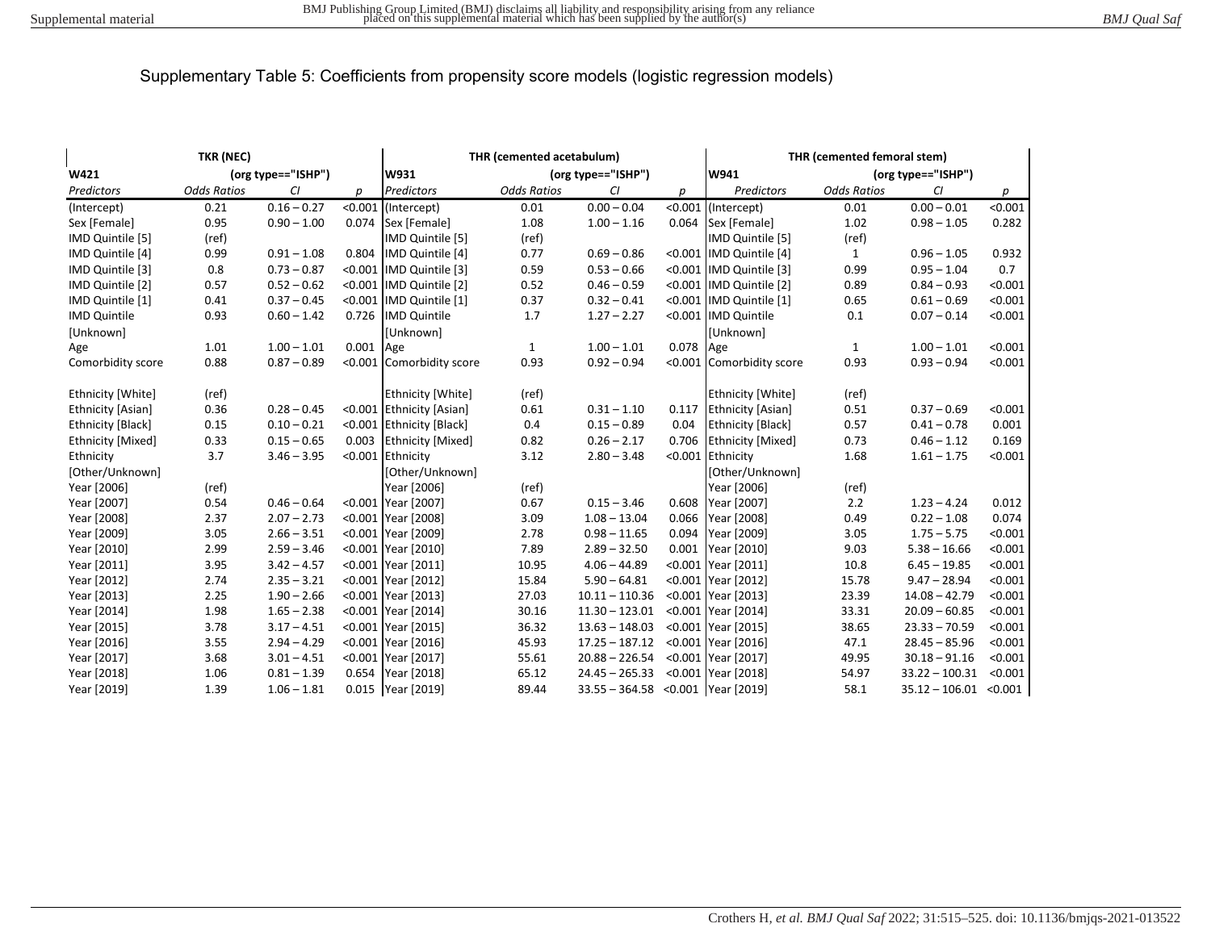Supplementary Table 5: Coefficients from propensity score models (logistic regression models)

| TKR (NEC) | | | | THR (cemented acetabulum) | | | | THR (cemented femoral stem) | | | |
|---|---|---|---|---|---|---|---|---|---|---|---|
| **W421** | (org type=="ISHP") | | | **W931** | (org type=="ISHP") | | | **W941** | (org type=="ISHP") | | |
| *Predictors* | *Odds Ratios* | *CI* | *p* | *Predictors* | *Odds Ratios* | *CI* | *p* | *Predictors* | *Odds Ratios* | *CI* | *p* |
| (Intercept) | 0.21 | 0.16 – 0.27 | <0.001 | (Intercept) | 0.01 | 0.00 – 0.04 | <0.001 | (Intercept) | 0.01 | 0.00 – 0.01 | <0.001 |
| Sex [Female] | 0.95 | 0.90 – 1.00 | 0.074 | Sex [Female] | 1.08 | 1.00 – 1.16 | 0.064 | Sex [Female] | 1.02 | 0.98 – 1.05 | 0.282 |
| IMD Quintile [5] | (ref) | | | IMD Quintile [5] | (ref) | | | IMD Quintile [5] | (ref) | | |
| IMD Quintile [4] | 0.99 | 0.91 – 1.08 | 0.804 | IMD Quintile [4] | 0.77 | 0.69 – 0.86 | <0.001 | IMD Quintile [4] | 1 | 0.96 – 1.05 | 0.932 |
| IMD Quintile [3] | 0.8 | 0.73 – 0.87 | <0.001 | IMD Quintile [3] | 0.59 | 0.53 – 0.66 | <0.001 | IMD Quintile [3] | 0.99 | 0.95 – 1.04 | 0.7 |
| IMD Quintile [2] | 0.57 | 0.52 – 0.62 | <0.001 | IMD Quintile [2] | 0.52 | 0.46 – 0.59 | <0.001 | IMD Quintile [2] | 0.89 | 0.84 – 0.93 | <0.001 |
| IMD Quintile [1] | 0.41 | 0.37 – 0.45 | <0.001 | IMD Quintile [1] | 0.37 | 0.32 – 0.41 | <0.001 | IMD Quintile [1] | 0.65 | 0.61 – 0.69 | <0.001 |
| IMD Quintile [Unknown] | 0.93 | 0.60 – 1.42 | 0.726 | IMD Quintile [Unknown] | 1.7 | 1.27 – 2.27 | <0.001 | IMD Quintile [Unknown] | 0.1 | 0.07 – 0.14 | <0.001 |
| Age | 1.01 | 1.00 – 1.01 | 0.001 | Age | 1 | 1.00 – 1.01 | 0.078 | Age | 1 | 1.00 – 1.01 | <0.001 |
| Comorbidity score | 0.88 | 0.87 – 0.89 | <0.001 | Comorbidity score | 0.93 | 0.92 – 0.94 | <0.001 | Comorbidity score | 0.93 | 0.93 – 0.94 | <0.001 |
| Ethnicity [White] | (ref) | | | Ethnicity [White] | (ref) | | | Ethnicity [White] | (ref) | | |
| Ethnicity [Asian] | 0.36 | 0.28 – 0.45 | <0.001 | Ethnicity [Asian] | 0.61 | 0.31 – 1.10 | 0.117 | Ethnicity [Asian] | 0.51 | 0.37 – 0.69 | <0.001 |
| Ethnicity [Black] | 0.15 | 0.10 – 0.21 | <0.001 | Ethnicity [Black] | 0.4 | 0.15 – 0.89 | 0.04 | Ethnicity [Black] | 0.57 | 0.41 – 0.78 | 0.001 |
| Ethnicity [Mixed] | 0.33 | 0.15 – 0.65 | 0.003 | Ethnicity [Mixed] | 0.82 | 0.26 – 2.17 | 0.706 | Ethnicity [Mixed] | 0.73 | 0.46 – 1.12 | 0.169 |
| Ethnicity [Other/Unknown] | 3.7 | 3.46 – 3.95 | <0.001 | Ethnicity [Other/Unknown] | 3.12 | 2.80 – 3.48 | <0.001 | Ethnicity [Other/Unknown] | 1.68 | 1.61 – 1.75 | <0.001 |
| Year [2006] | (ref) | | | Year [2006] | (ref) | | | Year [2006] | (ref) | | |
| Year [2007] | 0.54 | 0.46 – 0.64 | <0.001 | Year [2007] | 0.67 | 0.15 – 3.46 | 0.608 | Year [2007] | 2.2 | 1.23 – 4.24 | 0.012 |
| Year [2008] | 2.37 | 2.07 – 2.73 | <0.001 | Year [2008] | 3.09 | 1.08 – 13.04 | 0.066 | Year [2008] | 0.49 | 0.22 – 1.08 | 0.074 |
| Year [2009] | 3.05 | 2.66 – 3.51 | <0.001 | Year [2009] | 2.78 | 0.98 – 11.65 | 0.094 | Year [2009] | 3.05 | 1.75 – 5.75 | <0.001 |
| Year [2010] | 2.99 | 2.59 – 3.46 | <0.001 | Year [2010] | 7.89 | 2.89 – 32.50 | 0.001 | Year [2010] | 9.03 | 5.38 – 16.66 | <0.001 |
| Year [2011] | 3.95 | 3.42 – 4.57 | <0.001 | Year [2011] | 10.95 | 4.06 – 44.89 | <0.001 | Year [2011] | 10.8 | 6.45 – 19.85 | <0.001 |
| Year [2012] | 2.74 | 2.35 – 3.21 | <0.001 | Year [2012] | 15.84 | 5.90 – 64.81 | <0.001 | Year [2012] | 15.78 | 9.47 – 28.94 | <0.001 |
| Year [2013] | 2.25 | 1.90 – 2.66 | <0.001 | Year [2013] | 27.03 | 10.11 – 110.36 | <0.001 | Year [2013] | 23.39 | 14.08 – 42.79 | <0.001 |
| Year [2014] | 1.98 | 1.65 – 2.38 | <0.001 | Year [2014] | 30.16 | 11.30 – 123.01 | <0.001 | Year [2014] | 33.31 | 20.09 – 60.85 | <0.001 |
| Year [2015] | 3.78 | 3.17 – 4.51 | <0.001 | Year [2015] | 36.32 | 13.63 – 148.03 | <0.001 | Year [2015] | 38.65 | 23.33 – 70.59 | <0.001 |
| Year [2016] | 3.55 | 2.94 – 4.29 | <0.001 | Year [2016] | 45.93 | 17.25 – 187.12 | <0.001 | Year [2016] | 47.1 | 28.45 – 85.96 | <0.001 |
| Year [2017] | 3.68 | 3.01 – 4.51 | <0.001 | Year [2017] | 55.61 | 20.88 – 226.54 | <0.001 | Year [2017] | 49.95 | 30.18 – 91.16 | <0.001 |
| Year [2018] | 1.06 | 0.81 – 1.39 | 0.654 | Year [2018] | 65.12 | 24.45 – 265.33 | <0.001 | Year [2018] | 54.97 | 33.22 – 100.31 | <0.001 |
| Year [2019] | 1.39 | 1.06 – 1.81 | 0.015 | Year [2019] | 89.44 | 33.55 – 364.58 | <0.001 | Year [2019] | 58.1 | 35.12 – 106.01 | <0.001 |